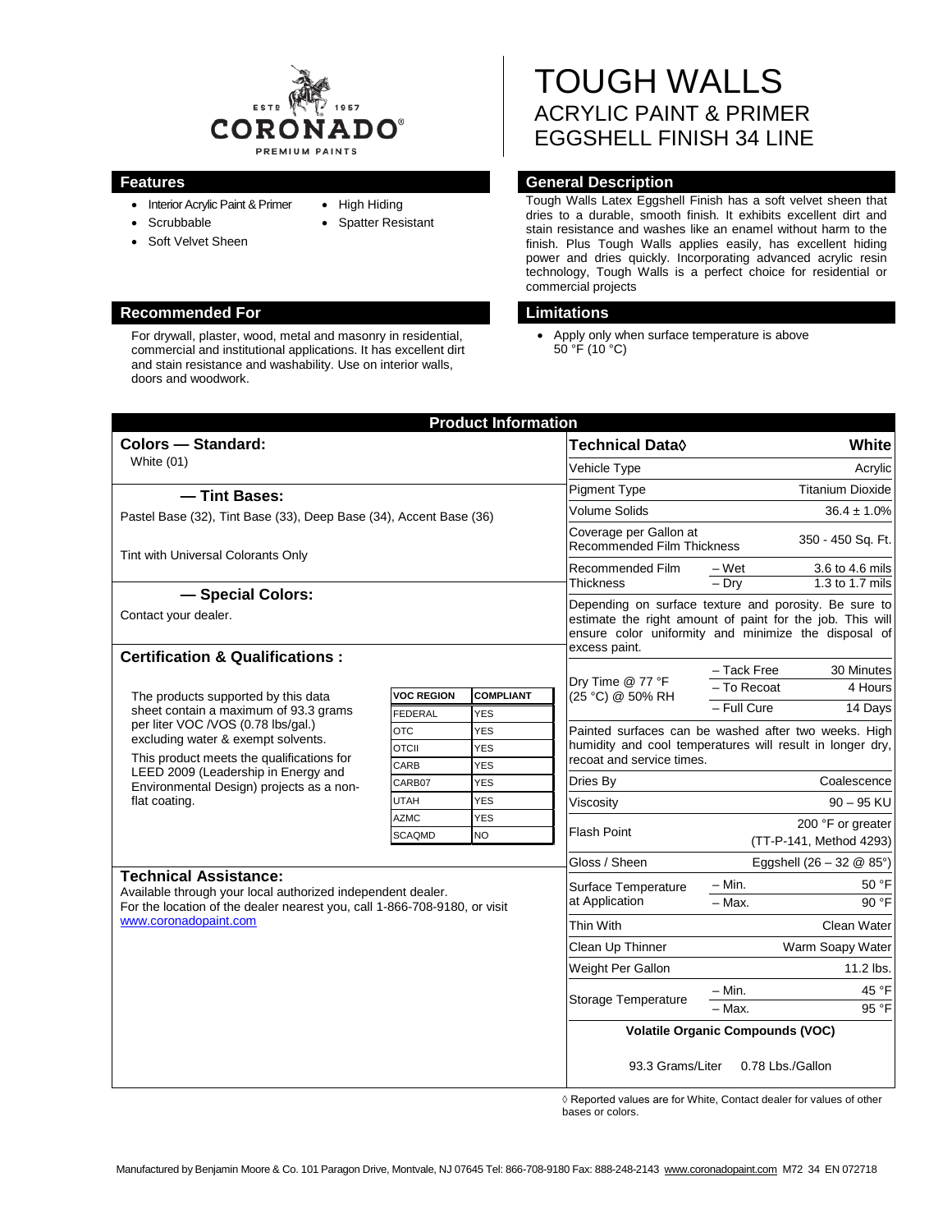# TOUGH WALLS

## ACRYLIC PAINT & PRIMER
## EGGSHELL FINISH 34 LINE

### Features

- Interior Acrylic Paint & Primer
- Scrubbable
- Soft Velvet Sheen
- High Hiding
- Spatter Resistant

### General Description

Tough Walls Latex Eggshell Finish has a soft velvet sheen that dries to a durable, smooth finish. It exhibits excellent dirt and stain resistance and washes like an enamel without harm to the finish. Plus Tough Walls applies easily, has excellent hiding power and dries quickly. Incorporating advanced acrylic resin technology, Tough Walls is a perfect choice for residential or commercial projects

### Recommended For

For drywall, plaster, wood, metal and masonry in residential, commercial and institutional applications. It has excellent dirt and stain resistance and washability. Use on interior walls, doors and woodwork.

### Limitations

- Apply only when surface temperature is above 50 °F (10 °C)

## Product Information

### Colors — Standard:

White (01)

### — Tint Bases:

Pastel Base (32), Tint Base (33), Deep Base (34), Accent Base (36)

Tint with Universal Colorants Only

### — Special Colors:

Contact your dealer.

### Certification & Qualifications :

The products supported by this data sheet contain a maximum of 93.3 grams per liter VOC /VOS (0.78 lbs/gal.) excluding water & exempt solvents.

This product meets the qualifications for LEED 2009 (Leadership in Energy and Environmental Design) projects as a non-flat coating.

| VOC REGION | COMPLIANT |
|---|---|
| FEDERAL | YES |
| OTC | YES |
| OTCII | YES |
| CARB | YES |
| CARB07 | YES |
| UTAH | YES |
| AZMC | YES |
| SCAQMD | NO |

### Technical Assistance:

Available through your local authorized independent dealer.
For the location of the dealer nearest you, call 1-866-708-9180, or visit www.coronadopaint.com

| Technical Data◊ | | White |
|---|---|---|
| Vehicle Type | | Acrylic |
| Pigment Type | | Titanium Dioxide |
| Volume Solids | | 36.4 ± 1.0% |
| Coverage per Gallon at Recommended Film Thickness | | 350 - 450 Sq. Ft. |
| Recommended Film Thickness | – Wet | 3.6 to 4.6 mils |
| | – Dry | 1.3 to 1.7 mils |
| Depending on surface texture and porosity. Be sure to estimate the right amount of paint for the job. This will ensure color uniformity and minimize the disposal of excess paint. | | |
| Dry Time @ 77 °F (25 °C) @ 50% RH | – Tack Free | 30 Minutes |
| | – To Recoat | 4 Hours |
| | – Full Cure | 14 Days |
| Painted surfaces can be washed after two weeks. High humidity and cool temperatures will result in longer dry, recoat and service times. | | |
| Dries By | | Coalescence |
| Viscosity | | 90 – 95 KU |
| Flash Point | | 200 °F or greater (TT-P-141, Method 4293) |
| Gloss / Sheen | | Eggshell (26 – 32 @ 85°) |
| Surface Temperature at Application | – Min. | 50 °F |
| | – Max. | 90 °F |
| Thin With | | Clean Water |
| Clean Up Thinner | | Warm Soapy Water |
| Weight Per Gallon | | 11.2 lbs. |
| Storage Temperature | – Min. | 45 °F |
| | – Max. | 95 °F |

**Volatile Organic Compounds (VOC)**

93.3 Grams/Liter 0.78 Lbs./Gallon

◊ Reported values are for White, Contact dealer for values of other bases or colors.

Manufactured by Benjamin Moore & Co. 101 Paragon Drive, Montvale, NJ 07645 Tel: 866-708-9180 Fax: 888-248-2143 www.coronadopaint.com M72 34 EN 072718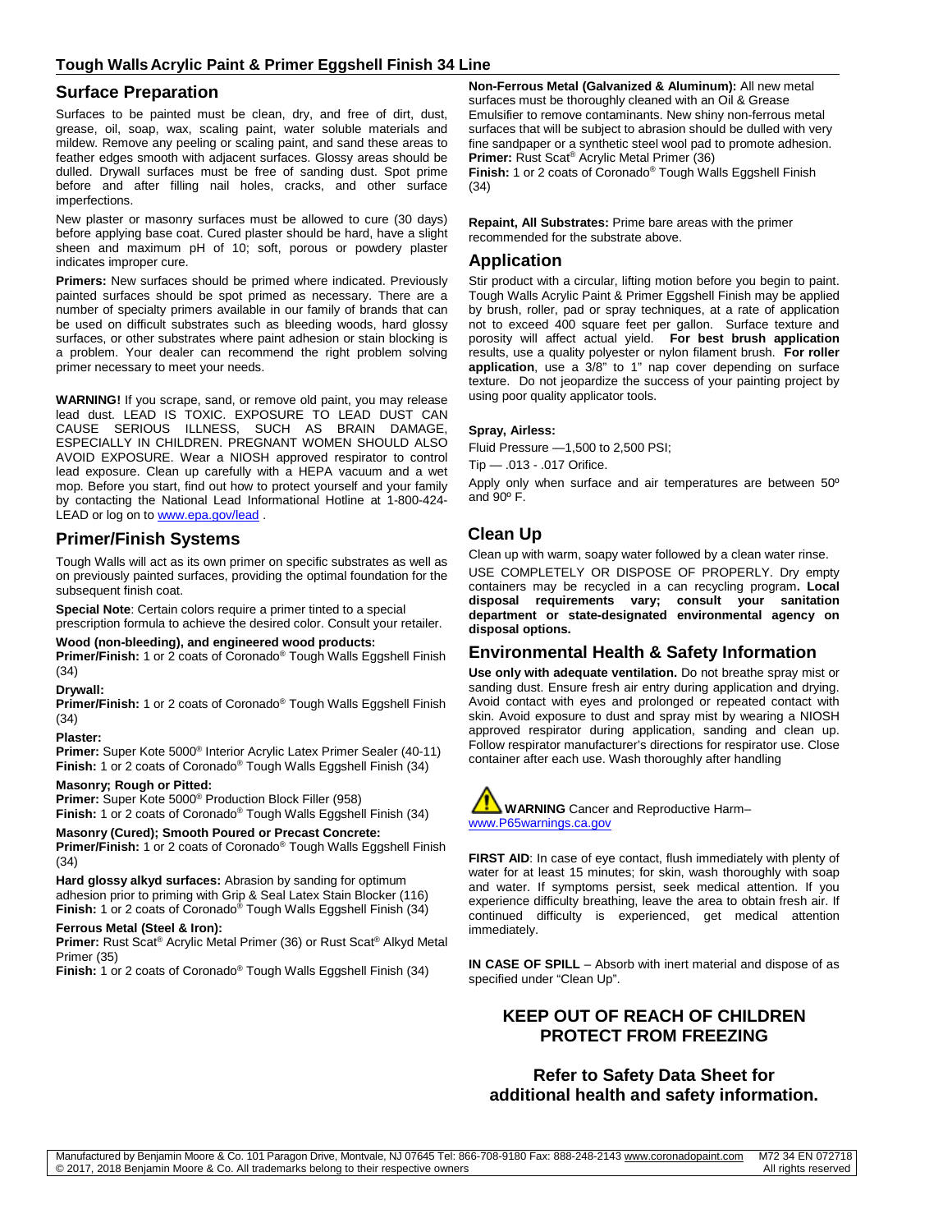## Tough Walls Acrylic Paint & Primer Eggshell Finish 34 Line

### Surface Preparation

Surfaces to be painted must be clean, dry, and free of dirt, dust, grease, oil, soap, wax, scaling paint, water soluble materials and mildew. Remove any peeling or scaling paint, and sand these areas to feather edges smooth with adjacent surfaces. Glossy areas should be dulled. Drywall surfaces must be free of sanding dust. Spot prime before and after filling nail holes, cracks, and other surface imperfections.

New plaster or masonry surfaces must be allowed to cure (30 days) before applying base coat. Cured plaster should be hard, have a slight sheen and maximum pH of 10; soft, porous or powdery plaster indicates improper cure.

**Primers:** New surfaces should be primed where indicated. Previously painted surfaces should be spot primed as necessary. There are a number of specialty primers available in our family of brands that can be used on difficult substrates such as bleeding woods, hard glossy surfaces, or other substrates where paint adhesion or stain blocking is a problem. Your dealer can recommend the right problem solving primer necessary to meet your needs.

**WARNING!** If you scrape, sand, or remove old paint, you may release lead dust. LEAD IS TOXIC. EXPOSURE TO LEAD DUST CAN CAUSE SERIOUS ILLNESS, SUCH AS BRAIN DAMAGE, ESPECIALLY IN CHILDREN. PREGNANT WOMEN SHOULD ALSO AVOID EXPOSURE. Wear a NIOSH approved respirator to control lead exposure. Clean up carefully with a HEPA vacuum and a wet mop. Before you start, find out how to protect yourself and your family by contacting the National Lead Informational Hotline at 1-800-424-LEAD or log on to www.epa.gov/lead .

### Primer/Finish Systems

Tough Walls will act as its own primer on specific substrates as well as on previously painted surfaces, providing the optimal foundation for the subsequent finish coat.

**Special Note**: Certain colors require a primer tinted to a special prescription formula to achieve the desired color. Consult your retailer.

**Wood (non-bleeding), and engineered wood products:**
**Primer/Finish:** 1 or 2 coats of Coronado® Tough Walls Eggshell Finish (34)

**Drywall:**
**Primer/Finish:** 1 or 2 coats of Coronado® Tough Walls Eggshell Finish (34)

**Plaster:**
**Primer:** Super Kote 5000® Interior Acrylic Latex Primer Sealer (40-11)
**Finish:** 1 or 2 coats of Coronado® Tough Walls Eggshell Finish (34)

**Masonry; Rough or Pitted:**
**Primer:** Super Kote 5000® Production Block Filler (958)
**Finish:** 1 or 2 coats of Coronado® Tough Walls Eggshell Finish (34)

**Masonry (Cured); Smooth Poured or Precast Concrete:**
**Primer/Finish:** 1 or 2 coats of Coronado® Tough Walls Eggshell Finish (34)

**Hard glossy alkyd surfaces:** Abrasion by sanding for optimum adhesion prior to priming with Grip & Seal Latex Stain Blocker (116)
**Finish:** 1 or 2 coats of Coronado® Tough Walls Eggshell Finish (34)

**Ferrous Metal (Steel & Iron):**
**Primer:** Rust Scat® Acrylic Metal Primer (36) or Rust Scat® Alkyd Metal Primer (35)
**Finish:** 1 or 2 coats of Coronado® Tough Walls Eggshell Finish (34)

**Non-Ferrous Metal (Galvanized & Aluminum):** All new metal surfaces must be thoroughly cleaned with an Oil & Grease Emulsifier to remove contaminants. New shiny non-ferrous metal surfaces that will be subject to abrasion should be dulled with very fine sandpaper or a synthetic steel wool pad to promote adhesion.
**Primer:** Rust Scat® Acrylic Metal Primer (36)
**Finish:** 1 or 2 coats of Coronado® Tough Walls Eggshell Finish (34)

**Repaint, All Substrates:** Prime bare areas with the primer recommended for the substrate above.

### Application

Stir product with a circular, lifting motion before you begin to paint. Tough Walls Acrylic Paint & Primer Eggshell Finish may be applied by brush, roller, pad or spray techniques, at a rate of application not to exceed 400 square feet per gallon. Surface texture and porosity will affect actual yield. **For best brush application** results, use a quality polyester or nylon filament brush. **For roller application**, use a 3/8" to 1" nap cover depending on surface texture. Do not jeopardize the success of your painting project by using poor quality applicator tools.

**Spray, Airless:**

Fluid Pressure —1,500 to 2,500 PSI;

Tip — .013 - .017 Orifice.

Apply only when surface and air temperatures are between 50º and 90º F.

### Clean Up

Clean up with warm, soapy water followed by a clean water rinse.

USE COMPLETELY OR DISPOSE OF PROPERLY. Dry empty containers may be recycled in a can recycling program**. Local disposal requirements vary; consult your sanitation department or state-designated environmental agency on disposal options.**

### Environmental Health & Safety Information

**Use only with adequate ventilation.** Do not breathe spray mist or sanding dust. Ensure fresh air entry during application and drying. Avoid contact with eyes and prolonged or repeated contact with skin. Avoid exposure to dust and spray mist by wearing a NIOSH approved respirator during application, sanding and clean up. Follow respirator manufacturer's directions for respirator use. Close container after each use. Wash thoroughly after handling

**WARNING** Cancer and Reproductive Harm– www.P65warnings.ca.gov

**FIRST AID**: In case of eye contact, flush immediately with plenty of water for at least 15 minutes; for skin, wash thoroughly with soap and water. If symptoms persist, seek medical attention. If you experience difficulty breathing, leave the area to obtain fresh air. If continued difficulty is experienced, get medical attention immediately.

**IN CASE OF SPILL** – Absorb with inert material and dispose of as specified under "Clean Up".

**KEEP OUT OF REACH OF CHILDREN**
**PROTECT FROM FREEZING**

**Refer to Safety Data Sheet for additional health and safety information.**

Manufactured by Benjamin Moore & Co. 101 Paragon Drive, Montvale, NJ 07645 Tel: 866-708-9180 Fax: 888-248-2143 www.coronadopaint.com M72 34 EN 072718
© 2017, 2018 Benjamin Moore & Co. All trademarks belong to their respective owners All rights reserved